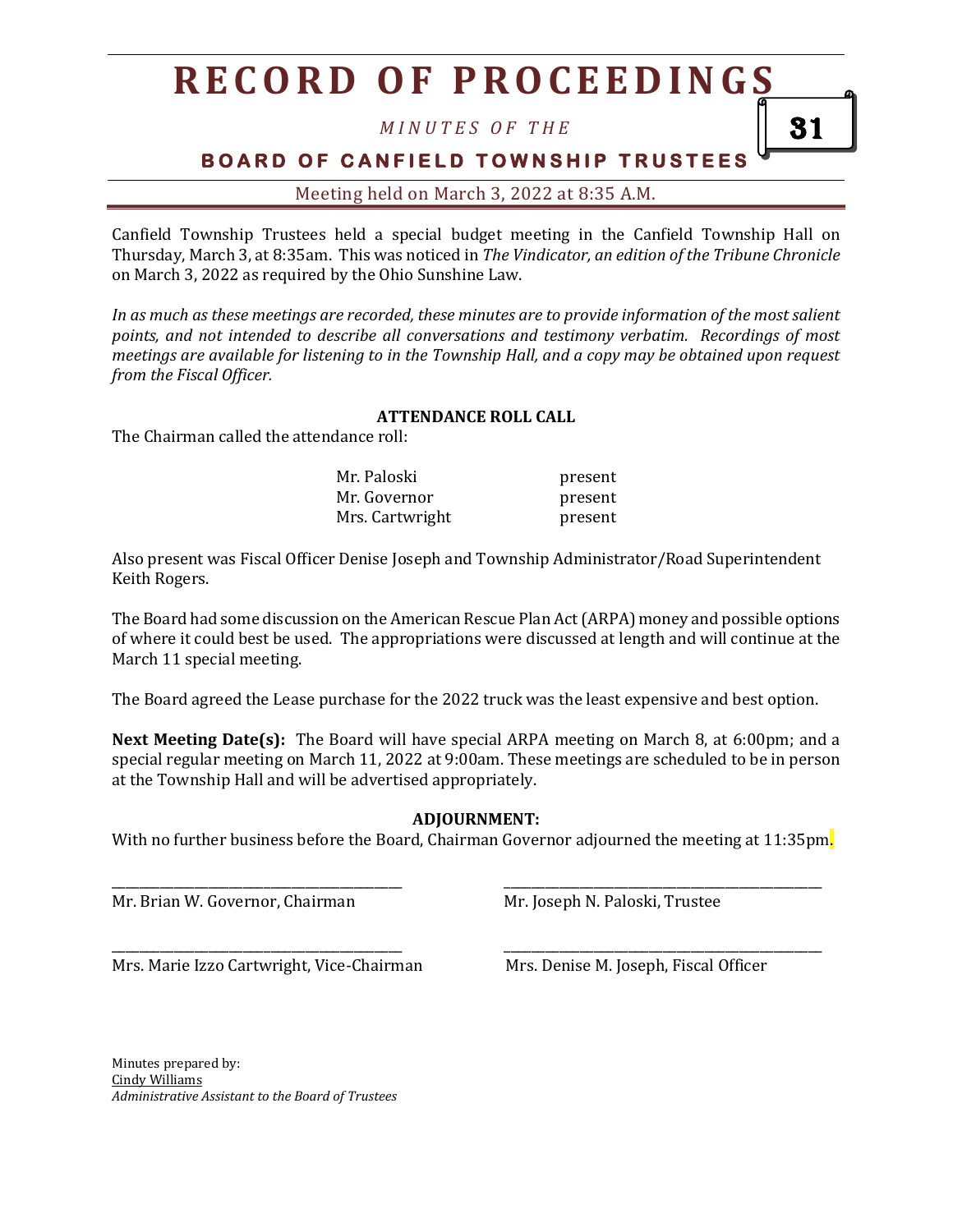# RECORD OF PROCEEDINGS

*MINUTES OF THE*

## BOARD OF CANFIELD TOWNSHIP TRUSTEES

Meeting held on March 3, 2022 at 8:35 A.M.

Canfield Township Trustees held a special budget meeting in the Canfield Township Hall on Thursday, March 3, at 8:35am. This was noticed in *The Vindicator, an edition of the Tribune Chronicle* on March 3, 2022 as required by the Ohio Sunshine Law.

*In as much as these meetings are recorded, these minutes are to provide information of the most salient points, and not intended to describe all conversations and testimony verbatim. Recordings of most meetings are available for listening to in the Township Hall, and a copy may be obtained upon request from the Fiscal Officer.*

**ATTENDANCE ROLL CALL**

The Chairman called the attendance roll:

| | |
|---|---|
| Mr. Paloski | present |
| Mr. Governor | present |
| Mrs. Cartwright | present |

Also present was Fiscal Officer Denise Joseph and Township Administrator/Road Superintendent Keith Rogers.

The Board had some discussion on the American Rescue Plan Act (ARPA) money and possible options of where it could best be used. The appropriations were discussed at length and will continue at the March 11 special meeting.

The Board agreed the Lease purchase for the 2022 truck was the least expensive and best option.

**Next Meeting Date(s):** The Board will have special ARPA meeting on March 8, at 6:00pm; and a special regular meeting on March 11, 2022 at 9:00am. These meetings are scheduled to be in person at the Township Hall and will be advertised appropriately.

**ADJOURNMENT:**

With no further business before the Board, Chairman Governor adjourned the meeting at 11:35pm.

\_\_\_\_\_\_\_\_\_\_\_\_\_\_\_\_\_\_\_\_\_\_\_\_\_\_\_\_\_\_\_\_\_\_\_\_\_\_\_\_
Mr. Brian W. Governor, Chairman

\_\_\_\_\_\_\_\_\_\_\_\_\_\_\_\_\_\_\_\_\_\_\_\_\_\_\_\_\_\_\_\_\_\_\_\_\_\_\_\_
Mr. Joseph N. Paloski, Trustee

\_\_\_\_\_\_\_\_\_\_\_\_\_\_\_\_\_\_\_\_\_\_\_\_\_\_\_\_\_\_\_\_\_\_\_\_\_\_\_\_
Mrs. Marie Izzo Cartwright, Vice-Chairman

\_\_\_\_\_\_\_\_\_\_\_\_\_\_\_\_\_\_\_\_\_\_\_\_\_\_\_\_\_\_\_\_\_\_\_\_\_\_\_\_
Mrs. Denise M. Joseph, Fiscal Officer

Minutes prepared by:
Cindy Williams
*Administrative Assistant to the Board of Trustees*